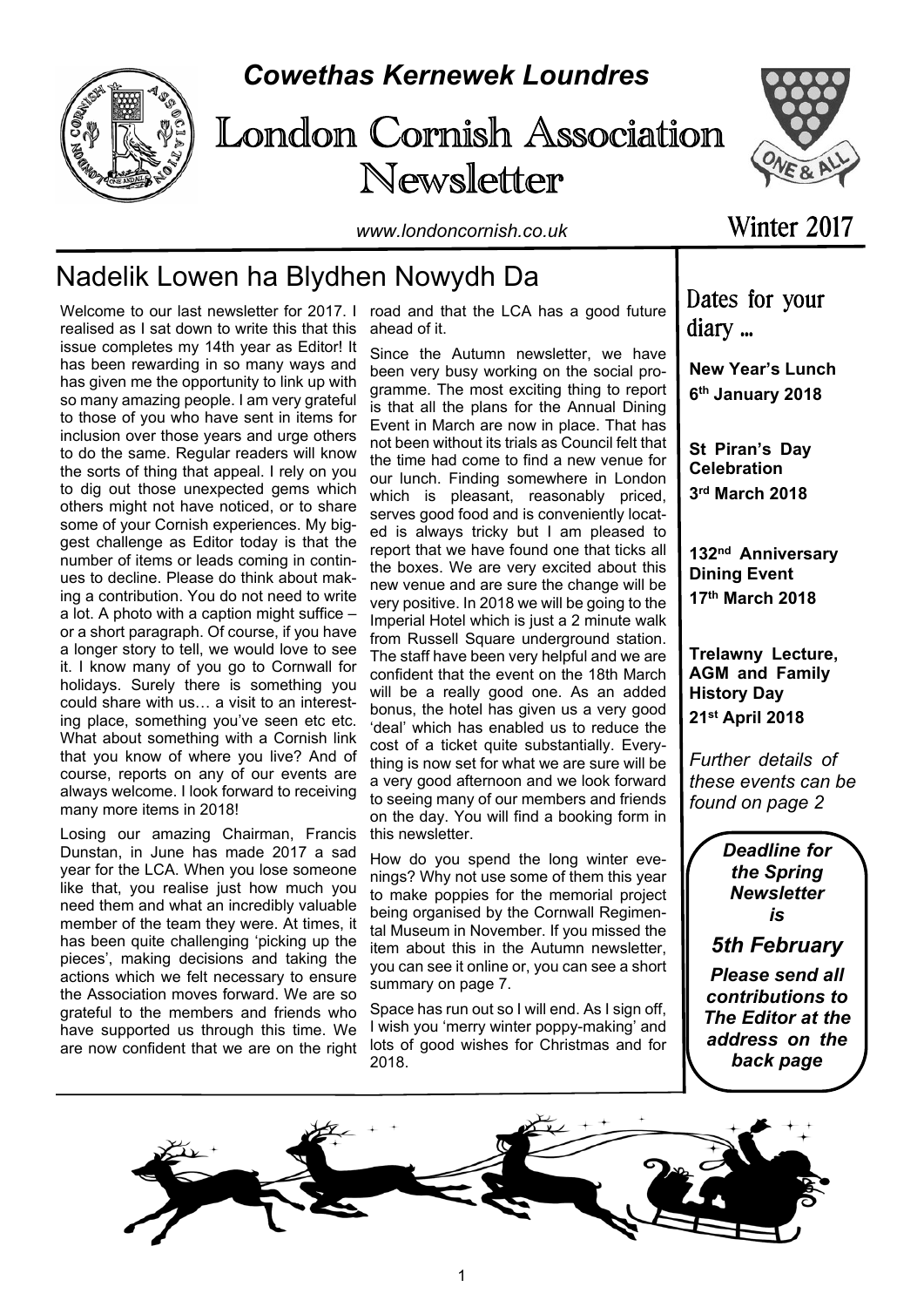# *Cowethas Kernewek Loundres*

# London Cornish Association Newsletter

*www.londoncornish.co.uk*

**Winter 2017**

## Nadelik Lowen ha Blydhen Nowydh Da

Welcome to our last newsletter for 2017. I realised as I sat down to write this that this issue completes my 14th year as Editor! It has been rewarding in so many ways and has given me the opportunity to link up with so many amazing people. I am very grateful to those of you who have sent in items for inclusion over those years and urge others to do the same. Regular readers will know the sorts of thing that appeal. I rely on you to dig out those unexpected gems which others might not have noticed, or to share some of your Cornish experiences. My biggest challenge as Editor today is that the number of items or leads coming in continues to decline. Please do think about making a contribution. You do not need to write a lot. A photo with a caption might suffice – or a short paragraph. Of course, if you have a longer story to tell, we would love to see it. I know many of you go to Cornwall for holidays. Surely there is something you could share with us… a visit to an interesting place, something you've seen etc etc. What about something with a Cornish link that you know of where you live? And of course, reports on any of our events are always welcome. I look forward to receiving many more items in 2018!

Losing our amazing Chairman, Francis Dunstan, in June has made 2017 a sad year for the LCA. When you lose someone like that, you realise just how much you need them and what an incredibly valuable member of the team they were. At times, it has been quite challenging 'picking up the pieces', making decisions and taking the actions which we felt necessary to ensure the Association moves forward. We are so grateful to the members and friends who have supported us through this time. We are now confident that we are on the right road and that the LCA has a good future ahead of it.

Since the Autumn newsletter, we have been very busy working on the social programme. The most exciting thing to report is that all the plans for the Annual Dining Event in March are now in place. That has not been without its trials as Council felt that the time had come to find a new venue for our lunch. Finding somewhere in London which is pleasant, reasonably priced, serves good food and is conveniently located is always tricky but I am pleased to report that we have found one that ticks all the boxes. We are very excited about this new venue and are sure the change will be very positive. In 2018 we will be going to the Imperial Hotel which is just a 2 minute walk from Russell Square underground station. The staff have been very helpful and we are confident that the event on the 18th March will be a really good one. As an added bonus, the hotel has given us a very good 'deal' which has enabled us to reduce the cost of a ticket quite substantially. Everything is now set for what we are sure will be a very good afternoon and we look forward to seeing many of our members and friends on the day. You will find a booking form in this newsletter.

How do you spend the long winter evenings? Why not use some of them this year to make poppies for the memorial project being organised by the Cornwall Regimental Museum in November. If you missed the item about this in the Autumn newsletter, you can see it online or, you can see a short summary on page 7.

Space has run out so I will end. As I sign off, I wish you 'merry winter poppy-making' and lots of good wishes for Christmas and for 2018.

## Dates for your diary ...

**New Year's Lunch**
**6th January 2018**

**St Piran's Day Celebration**
**3rd March 2018**

**132nd Anniversary Dining Event**
**17th March 2018**

**Trelawny Lecture, AGM and Family History Day**
**21st April 2018**

*Further details of these events can be found on page 2*

***Deadline for the Spring Newsletter is***

***5th February***

***Please send all contributions to The Editor at the address on the back page***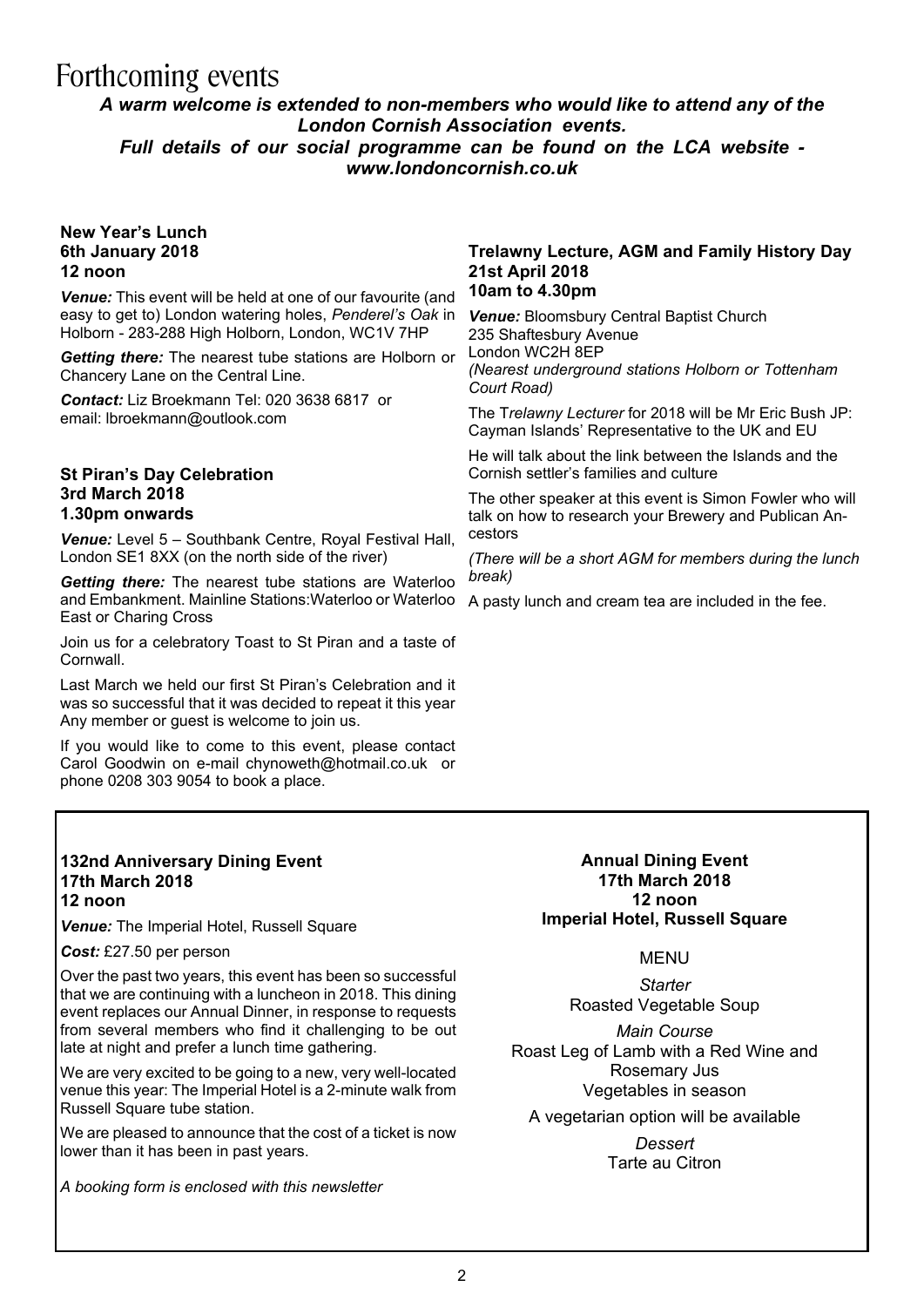# Forthcoming events

***A warm welcome is extended to non-members who would like to attend any of the London Cornish Association events.***
***Full details of our social programme can be found on the LCA website - www.londoncornish.co.uk***

**New Year's Lunch**
**6th January 2018**
**12 noon**

***Venue:*** This event will be held at one of our favourite (and easy to get to) London watering holes, *Penderel's Oak* in Holborn - 283-288 High Holborn, London, WC1V 7HP

***Getting there:*** The nearest tube stations are Holborn or Chancery Lane on the Central Line.

***Contact:*** Liz Broekmann Tel: 020 3638 6817 or email: lbroekmann@outlook.com

**St Piran's Day Celebration**
**3rd March 2018**
**1.30pm onwards**

***Venue:*** Level 5 – Southbank Centre, Royal Festival Hall, London SE1 8XX (on the north side of the river)

***Getting there:*** The nearest tube stations are Waterloo and Embankment. Mainline Stations:Waterloo or Waterloo East or Charing Cross

Join us for a celebratory Toast to St Piran and a taste of Cornwall.

Last March we held our first St Piran's Celebration and it was so successful that it was decided to repeat it this year Any member or guest is welcome to join us.

If you would like to come to this event, please contact Carol Goodwin on e-mail chynoweth@hotmail.co.uk or phone 0208 303 9054 to book a place.

**Trelawny Lecture, AGM and Family History Day**
**21st April 2018**
**10am to 4.30pm**

***Venue:*** Bloomsbury Central Baptist Church
235 Shaftesbury Avenue
London WC2H 8EP
*(Nearest underground stations Holborn or Tottenham Court Road)*

The T*relawny Lecturer* for 2018 will be Mr Eric Bush JP: Cayman Islands' Representative to the UK and EU

He will talk about the link between the Islands and the Cornish settler's families and culture

The other speaker at this event is Simon Fowler who will talk on how to research your Brewery and Publican Ancestors

*(There will be a short AGM for members during the lunch break)*

A pasty lunch and cream tea are included in the fee.

**132nd Anniversary Dining Event**
**17th March 2018**
**12 noon**

***Venue:*** The Imperial Hotel, Russell Square

***Cost:*** £27.50 per person

Over the past two years, this event has been so successful that we are continuing with a luncheon in 2018. This dining event replaces our Annual Dinner, in response to requests from several members who find it challenging to be out late at night and prefer a lunch time gathering.

We are very excited to be going to a new, very well-located venue this year: The Imperial Hotel is a 2-minute walk from Russell Square tube station.

We are pleased to announce that the cost of a ticket is now lower than it has been in past years.

*A booking form is enclosed with this newsletter*

**Annual Dining Event**
**17th March 2018**
**12 noon**
**Imperial Hotel, Russell Square**

MENU

*Starter*
Roasted Vegetable Soup

*Main Course*
Roast Leg of Lamb with a Red Wine and Rosemary Jus
Vegetables in season

A vegetarian option will be available

*Dessert*
Tarte au Citron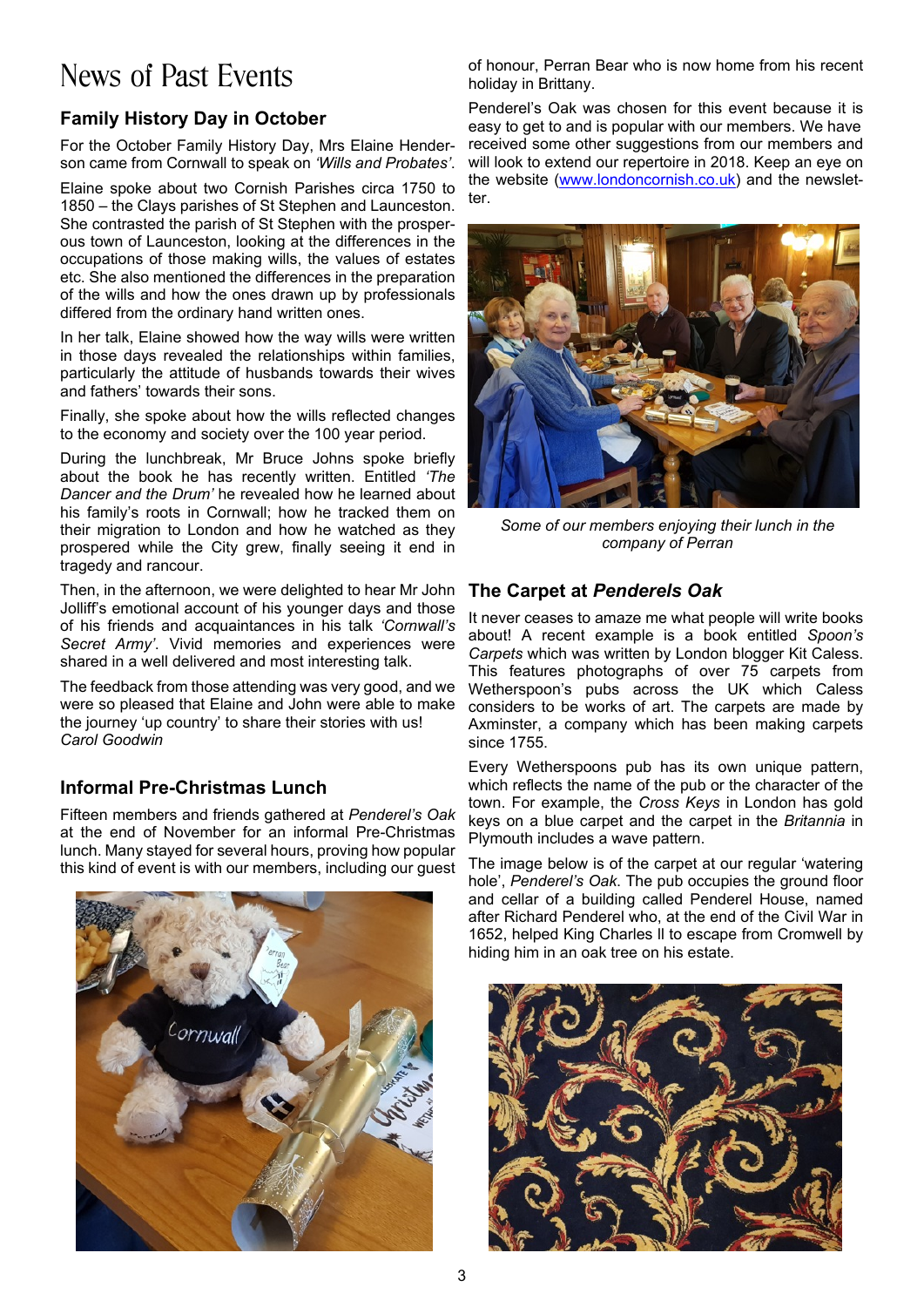# News of Past Events

## Family History Day in October

For the October Family History Day, Mrs Elaine Henderson came from Cornwall to speak on *'Wills and Probates'*.

Elaine spoke about two Cornish Parishes circa 1750 to 1850 – the Clays parishes of St Stephen and Launceston. She contrasted the parish of St Stephen with the prosperous town of Launceston, looking at the differences in the occupations of those making wills, the values of estates etc. She also mentioned the differences in the preparation of the wills and how the ones drawn up by professionals differed from the ordinary hand written ones.

In her talk, Elaine showed how the way wills were written in those days revealed the relationships within families, particularly the attitude of husbands towards their wives and fathers' towards their sons.

Finally, she spoke about how the wills reflected changes to the economy and society over the 100 year period.

During the lunchbreak, Mr Bruce Johns spoke briefly about the book he has recently written. Entitled *'The Dancer and the Drum'* he revealed how he learned about his family's roots in Cornwall; how he tracked them on their migration to London and how he watched as they prospered while the City grew, finally seeing it end in tragedy and rancour.

Then, in the afternoon, we were delighted to hear Mr John Jolliff's emotional account of his younger days and those of his friends and acquaintances in his talk *'Cornwall's Secret Army'*. Vivid memories and experiences were shared in a well delivered and most interesting talk.

The feedback from those attending was very good, and we were so pleased that Elaine and John were able to make the journey 'up country' to share their stories with us!
*Carol Goodwin*

## Informal Pre-Christmas Lunch

Fifteen members and friends gathered at *Penderel's Oak* at the end of November for an informal Pre-Christmas lunch. Many stayed for several hours, proving how popular this kind of event is with our members, including our guest of honour, Perran Bear who is now home from his recent holiday in Brittany.

Penderel's Oak was chosen for this event because it is easy to get to and is popular with our members. We have received some other suggestions from our members and will look to extend our repertoire in 2018. Keep an eye on the website (www.londoncornish.co.uk) and the newsletter.

*Some of our members enjoying their lunch in the company of Perran*

## The Carpet at *Penderels Oak*

It never ceases to amaze me what people will write books about! A recent example is a book entitled *Spoon's Carpets* which was written by London blogger Kit Caless. This features photographs of over 75 carpets from Wetherspoon's pubs across the UK which Caless considers to be works of art. The carpets are made by Axminster, a company which has been making carpets since 1755.

Every Wetherspoons pub has its own unique pattern, which reflects the name of the pub or the character of the town. For example, the *Cross Keys* in London has gold keys on a blue carpet and the carpet in the *Britannia* in Plymouth includes a wave pattern.

The image below is of the carpet at our regular 'watering hole', *Penderel's Oak*. The pub occupies the ground floor and cellar of a building called Penderel House, named after Richard Penderel who, at the end of the Civil War in 1652, helped King Charles II to escape from Cromwell by hiding him in an oak tree on his estate.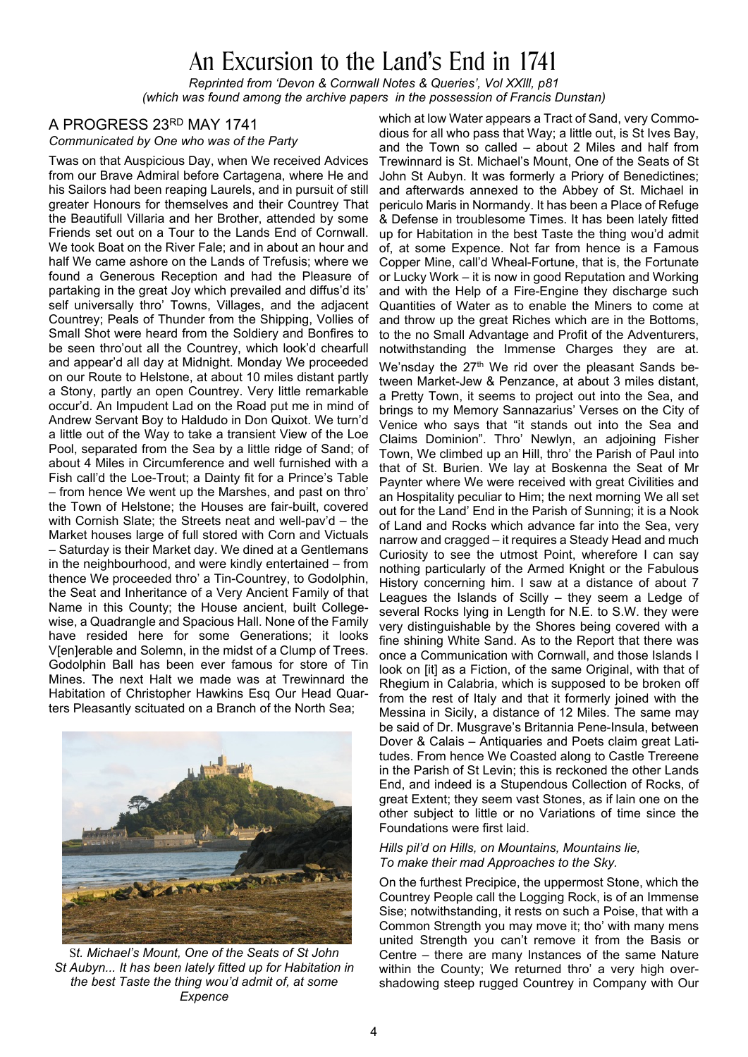# An Excursion to the Land's End in 1741

*Reprinted from 'Devon & Cornwall Notes & Queries', Vol XXIII, p81*
*(which was found among the archive papers in the possession of Francis Dunstan)*

## A PROGRESS 23RD MAY 1741

*Communicated by One who was of the Party*

Twas on that Auspicious Day, when We received Advices from our Brave Admiral before Cartagena, where He and his Sailors had been reaping Laurels, and in pursuit of still greater Honours for themselves and their Countrey That the Beautifull Villaria and her Brother, attended by some Friends set out on a Tour to the Lands End of Cornwall. We took Boat on the River Fale; and in about an hour and half We came ashore on the Lands of Trefusis; where we found a Generous Reception and had the Pleasure of partaking in the great Joy which prevailed and diffus'd its' self universally thro' Towns, Villages, and the adjacent Countrey; Peals of Thunder from the Shipping, Vollies of Small Shot were heard from the Soldiery and Bonfires to be seen thro'out all the Countrey, which look'd chearfull and appear'd all day at Midnight. Monday We proceeded on our Route to Helstone, at about 10 miles distant partly a Stony, partly an open Countrey. Very little remarkable occur'd. An Impudent Lad on the Road put me in mind of Andrew Servant Boy to Haldudo in Don Quixot. We turn'd a little out of the Way to take a transient View of the Loe Pool, separated from the Sea by a little ridge of Sand; of about 4 Miles in Circumference and well furnished with a Fish call'd the Loe-Trout; a Dainty fit for a Prince's Table – from hence We went up the Marshes, and past on thro' the Town of Helstone; the Houses are fair-built, covered with Cornish Slate; the Streets neat and well-pav'd – the Market houses large of full stored with Corn and Victuals – Saturday is their Market day. We dined at a Gentlemans in the neighbourhood, and were kindly entertained – from thence We proceeded thro' a Tin-Countrey, to Godolphin, the Seat and Inheritance of a Very Ancient Family of that Name in this County; the House ancient, built College-wise, a Quadrangle and Spacious Hall. None of the Family have resided here for some Generations; it looks V[en]erable and Solemn, in the midst of a Clump of Trees. Godolphin Ball has been ever famous for store of Tin Mines. The next Halt we made was at Trewinnard the Habitation of Christopher Hawkins Esq Our Head Quarters Pleasantly scituated on a Branch of the North Sea; which at low Water appears a Tract of Sand, very Commodious for all who pass that Way; a little out, is St Ives Bay, and the Town so called – about 2 Miles and half from Trewinnard is St. Michael's Mount, One of the Seats of St John St Aubyn. It was formerly a Priory of Benedictines; and afterwards annexed to the Abbey of St. Michael in periculo Maris in Normandy. It has been a Place of Refuge & Defense in troublesome Times. It has been lately fitted up for Habitation in the best Taste the thing wou'd admit of, at some Expence. Not far from hence is a Famous Copper Mine, call'd Wheal-Fortune, that is, the Fortunate or Lucky Work – it is now in good Reputation and Working and with the Help of a Fire-Engine they discharge such Quantities of Water as to enable the Miners to come at and throw up the great Riches which are in the Bottoms, to the no Small Advantage and Profit of the Adventurers, notwithstanding the Immense Charges they are at.

*St. Michael's Mount, One of the Seats of St John St Aubyn... It has been lately fitted up for Habitation in the best Taste the thing wou'd admit of, at some Expence*

We'nsday the 27th We rid over the pleasant Sands between Market-Jew & Penzance, at about 3 miles distant, a Pretty Town, it seems to project out into the Sea, and brings to my Memory Sannazarius' Verses on the City of Venice who says that "it stands out into the Sea and Claims Dominion". Thro' Newlyn, an adjoining Fisher Town, We climbed up an Hill, thro' the Parish of Paul into that of St. Burien. We lay at Boskenna the Seat of Mr Paynter where We were received with great Civilities and an Hospitality peculiar to Him; the next morning We all set out for the Land' End in the Parish of Sunning; it is a Nook of Land and Rocks which advance far into the Sea, very narrow and cragged – it requires a Steady Head and much Curiosity to see the utmost Point, wherefore I can say nothing particularly of the Armed Knight or the Fabulous History concerning him. I saw at a distance of about 7 Leagues the Islands of Scilly – they seem a Ledge of several Rocks lying in Length for N.E. to S.W. they were very distinguishable by the Shores being covered with a fine shining White Sand. As to the Report that there was once a Communication with Cornwall, and those Islands I look on [it] as a Fiction, of the same Original, with that of Rhegium in Calabria, which is supposed to be broken off from the rest of Italy and that it formerly joined with the Messina in Sicily, a distance of 12 Miles. The same may be said of Dr. Musgrave's Britannia Pene-Insula, between Dover & Calais – Antiquaries and Poets claim great Latitudes. From hence We Coasted along to Castle Trereene in the Parish of St Levin; this is reckoned the other Lands End, and indeed is a Stupendous Collection of Rocks, of great Extent; they seem vast Stones, as if lain one on the other subject to little or no Variations of time since the Foundations were first laid.

*Hills pil'd on Hills, on Mountains, Mountains lie,*
*To make their mad Approaches to the Sky.*

On the furthest Precipice, the uppermost Stone, which the Countrey People call the Logging Rock, is of an Immense Sise; notwithstanding, it rests on such a Poise, that with a Common Strength you may move it; tho' with many mens united Strength you can't remove it from the Basis or Centre – there are many Instances of the same Nature within the County; We returned thro' a very high overshadowing steep rugged Countrey in Company with Our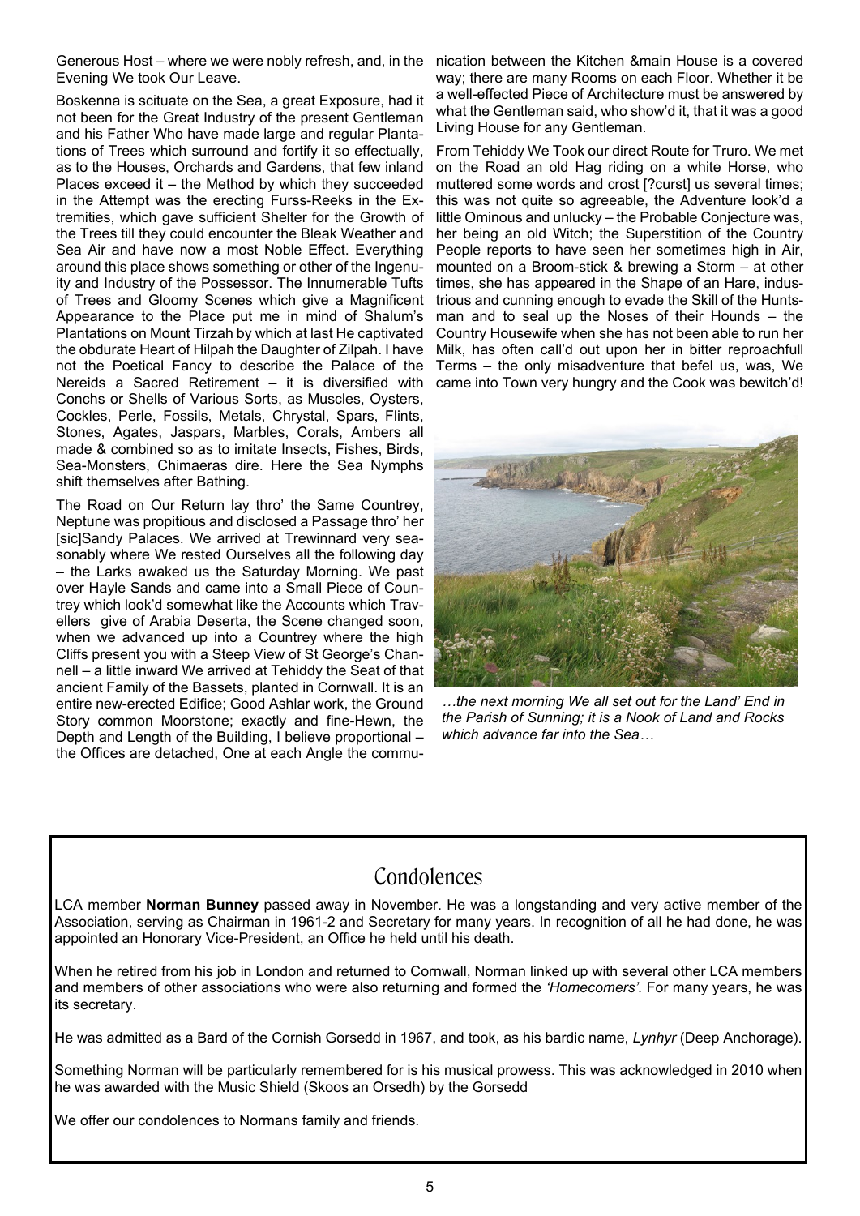Generous Host – where we were nobly refresh, and, in the Evening We took Our Leave.

Boskenna is scituate on the Sea, a great Exposure, had it not been for the Great Industry of the present Gentleman and his Father Who have made large and regular Plantations of Trees which surround and fortify it so effectually, as to the Houses, Orchards and Gardens, that few inland Places exceed it – the Method by which they succeeded in the Attempt was the erecting Furss-Reeks in the Extremities, which gave sufficient Shelter for the Growth of the Trees till they could encounter the Bleak Weather and Sea Air and have now a most Noble Effect. Everything around this place shows something or other of the Ingenuity and Industry of the Possessor. The Innumerable Tufts of Trees and Gloomy Scenes which give a Magnificent Appearance to the Place put me in mind of Shalum's Plantations on Mount Tirzah by which at last He captivated the obdurate Heart of Hilpah the Daughter of Zilpah. I have not the Poetical Fancy to describe the Palace of the Nereids a Sacred Retirement – it is diversified with Conchs or Shells of Various Sorts, as Muscles, Oysters, Cockles, Perle, Fossils, Metals, Chrystal, Spars, Flints, Stones, Agates, Jaspars, Marbles, Corals, Ambers all made & combined so as to imitate Insects, Fishes, Birds, Sea-Monsters, Chimaeras dire. Here the Sea Nymphs shift themselves after Bathing.

The Road on Our Return lay thro' the Same Countrey, Neptune was propitious and disclosed a Passage thro' her [sic]Sandy Palaces. We arrived at Trewinnard very seasonably where We rested Ourselves all the following day – the Larks awaked us the Saturday Morning. We past over Hayle Sands and came into a Small Piece of Countrey which look'd somewhat like the Accounts which Travellers give of Arabia Deserta, the Scene changed soon, when we advanced up into a Countrey where the high Cliffs present you with a Steep View of St George's Channell – a little inward We arrived at Tehiddy the Seat of that ancient Family of the Bassets, planted in Cornwall. It is an entire new-erected Edifice; Good Ashlar work, the Ground Story common Moorstone; exactly and fine-Hewn, the Depth and Length of the Building, I believe proportional – the Offices are detached, One at each Angle the communication between the Kitchen &main House is a covered way; there are many Rooms on each Floor. Whether it be a well-effected Piece of Architecture must be answered by what the Gentleman said, who show'd it, that it was a good Living House for any Gentleman.

From Tehiddy We Took our direct Route for Truro. We met on the Road an old Hag riding on a white Horse, who muttered some words and crost [?curst] us several times; this was not quite so agreeable, the Adventure look'd a little Ominous and unlucky – the Probable Conjecture was, her being an old Witch; the Superstition of the Country People reports to have seen her sometimes high in Air, mounted on a Broom-stick & brewing a Storm – at other times, she has appeared in the Shape of an Hare, industrious and cunning enough to evade the Skill of the Huntsman and to seal up the Noses of their Hounds – the Country Housewife when she has not been able to run her Milk, has often call'd out upon her in bitter reproachfull Terms – the only misadventure that befel us, was, We came into Town very hungry and the Cook was bewitch'd!

*…the next morning We all set out for the Land' End in the Parish of Sunning; it is a Nook of Land and Rocks which advance far into the Sea…*

## Condolences

LCA member **Norman Bunney** passed away in November. He was a longstanding and very active member of the Association, serving as Chairman in 1961-2 and Secretary for many years. In recognition of all he had done, he was appointed an Honorary Vice-President, an Office he held until his death.

When he retired from his job in London and returned to Cornwall, Norman linked up with several other LCA members and members of other associations who were also returning and formed the *'Homecomers'.* For many years, he was its secretary.

He was admitted as a Bard of the Cornish Gorsedd in 1967, and took, as his bardic name, *Lynhyr* (Deep Anchorage).

Something Norman will be particularly remembered for is his musical prowess. This was acknowledged in 2010 when he was awarded with the Music Shield (Skoos an Orsedh) by the Gorsedd

We offer our condolences to Normans family and friends.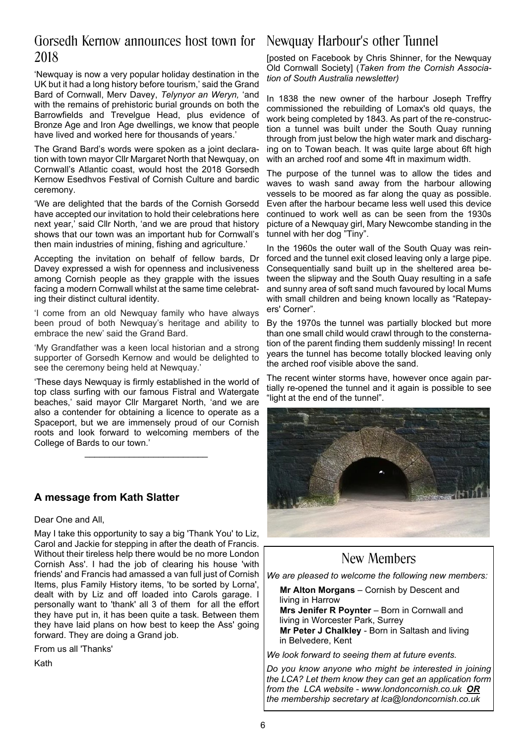# Gorsedh Kernow announces host town for 2018

'Newquay is now a very popular holiday destination in the UK but it had a long history before tourism,' said the Grand Bard of Cornwall, Merv Davey, *Telynyor an Weryn,* 'and with the remains of prehistoric burial grounds on both the Barrowfields and Trevelgue Head, plus evidence of Bronze Age and Iron Age dwellings, we know that people have lived and worked here for thousands of years.'

The Grand Bard's words were spoken as a joint declaration with town mayor Cllr Margaret North that Newquay, on Cornwall's Atlantic coast, would host the 2018 Gorsedh Kernow Esedhvos Festival of Cornish Culture and bardic ceremony.

'We are delighted that the bards of the Cornish Gorsedd have accepted our invitation to hold their celebrations here next year,' said Cllr North, 'and we are proud that history shows that our town was an important hub for Cornwall's then main industries of mining, fishing and agriculture.'

Accepting the invitation on behalf of fellow bards, Dr Davey expressed a wish for openness and inclusiveness among Cornish people as they grapple with the issues facing a modern Cornwall whilst at the same time celebrating their distinct cultural identity.

'I come from an old Newquay family who have always been proud of both Newquay's heritage and ability to embrace the new' said the Grand Bard.

'My Grandfather was a keen local historian and a strong supporter of Gorsedh Kernow and would be delighted to see the ceremony being held at Newquay.'

'These days Newquay is firmly established in the world of top class surfing with our famous Fistral and Watergate beaches,' said mayor Cllr Margaret North, 'and we are also a contender for obtaining a licence to operate as a Spaceport, but we are immensely proud of our Cornish roots and look forward to welcoming members of the College of Bards to our town.'

---

### A message from Kath Slatter

Dear One and All,

May I take this opportunity to say a big 'Thank You' to Liz, Carol and Jackie for stepping in after the death of Francis. Without their tireless help there would be no more London Cornish Ass'. I had the job of clearing his house 'with friends' and Francis had amassed a van full just of Cornish Items, plus Family History items, 'to be sorted by Lorna', dealt with by Liz and off loaded into Carols garage. I personally want to 'thank' all 3 of them for all the effort they have put in, it has been quite a task. Between them they have laid plans on how best to keep the Ass' going forward. They are doing a Grand job.

From us all 'Thanks'

Kath

# Newquay Harbour's other Tunnel

[posted on Facebook by Chris Shinner, for the Newquay Old Cornwall Society] (*Taken from the Cornish Association of South Australia newsletter)*

In 1838 the new owner of the harbour Joseph Treffry commissioned the rebuilding of Lomax's old quays, the work being completed by 1843. As part of the re-construction a tunnel was built under the South Quay running through from just below the high water mark and discharging on to Towan beach. It was quite large about 6ft high with an arched roof and some 4ft in maximum width.

The purpose of the tunnel was to allow the tides and waves to wash sand away from the harbour allowing vessels to be moored as far along the quay as possible. Even after the harbour became less well used this device continued to work well as can be seen from the 1930s picture of a Newquay girl, Mary Newcombe standing in the tunnel with her dog "Tiny".

In the 1960s the outer wall of the South Quay was reinforced and the tunnel exit closed leaving only a large pipe. Consequentially sand built up in the sheltered area between the slipway and the South Quay resulting in a safe and sunny area of soft sand much favoured by local Mums with small children and being known locally as "Ratepayers' Corner".

By the 1970s the tunnel was partially blocked but more than one small child would crawl through to the consternation of the parent finding them suddenly missing! In recent years the tunnel has become totally blocked leaving only the arched roof visible above the sand.

The recent winter storms have, however once again partially re-opened the tunnel and it again is possible to see "light at the end of the tunnel".

# New Members

*We are pleased to welcome the following new members:*

**Mr Alton Morgans** – Cornish by Descent and living in Harrow

**Mrs Jenifer R Poynter** – Born in Cornwall and living in Worcester Park, Surrey

**Mr Peter J Chalkley** - Born in Saltash and living in Belvedere, Kent

*We look forward to seeing them at future events.*

*Do you know anyone who might be interested in joining the LCA? Let them know they can get an application form from the LCA website - www.londoncornish.co.uk* ***OR*** *the membership secretary at lca@londoncornish.co.uk*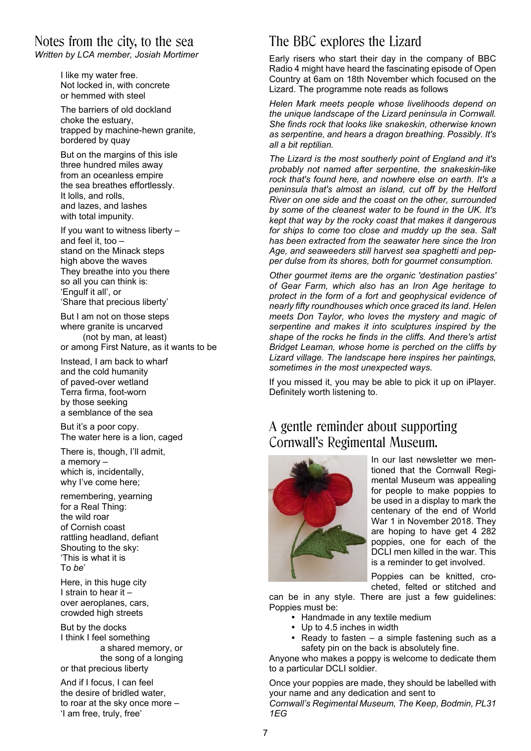## Notes from the city, to the sea

*Written by LCA member, Josiah Mortimer*

I like my water free.
Not locked in, with concrete
or hemmed with steel

The barriers of old dockland
choke the estuary,
trapped by machine-hewn granite,
bordered by quay

But on the margins of this isle
three hundred miles away
from an oceanless empire
the sea breathes effortlessly.
It lolls, and rolls,
and lazes, and lashes
with total impunity.

If you want to witness liberty –
and feel it, too –
stand on the Minack steps
high above the waves
They breathe into you there
so all you can think is:
'Engulf it all', or
'Share that precious liberty'

But I am not on those steps
where granite is uncarved
(not by man, at least)
or among First Nature, as it wants to be

Instead, I am back to wharf
and the cold humanity
of paved-over wetland
Terra firma, foot-worn
by those seeking
a semblance of the sea

But it's a poor copy.
The water here is a lion, caged

There is, though, I'll admit,
a memory –
which is, incidentally,
why I've come here;

remembering, yearning
for a Real Thing:
the wild roar
of Cornish coast
rattling headland, defiant
Shouting to the sky:
'This is what it is
To *be*'

Here, in this huge city
I strain to hear it –
over aeroplanes, cars,
crowded high streets

But by the docks
I think I feel something
a shared memory, or
the song of a longing
or that precious liberty

And if I focus, I can feel
the desire of bridled water,
to roar at the sky once more –
'I am free, truly, free'

## The BBC explores the Lizard

Early risers who start their day in the company of BBC Radio 4 might have heard the fascinating episode of Open Country at 6am on 18th November which focused on the Lizard. The programme note reads as follows

*Helen Mark meets people whose livelihoods depend on the unique landscape of the Lizard peninsula in Cornwall. She finds rock that looks like snakeskin, otherwise known as serpentine, and hears a dragon breathing. Possibly. It's all a bit reptilian.*

*The Lizard is the most southerly point of England and it's probably not named after serpentine, the snakeskin-like rock that's found here, and nowhere else on earth. It's a peninsula that's almost an island, cut off by the Helford River on one side and the coast on the other, surrounded by some of the cleanest water to be found in the UK. It's kept that way by the rocky coast that makes it dangerous for ships to come too close and muddy up the sea. Salt has been extracted from the seawater here since the Iron Age, and seaweeders still harvest sea spaghetti and pepper dulse from its shores, both for gourmet consumption.*

*Other gourmet items are the organic 'destination pasties' of Gear Farm, which also has an Iron Age heritage to protect in the form of a fort and geophysical evidence of nearly fifty roundhouses which once graced its land. Helen meets Don Taylor, who loves the mystery and magic of serpentine and makes it into sculptures inspired by the shape of the rocks he finds in the cliffs. And there's artist Bridget Leaman, whose home is perched on the cliffs by Lizard village. The landscape here inspires her paintings, sometimes in the most unexpected ways.*

If you missed it, you may be able to pick it up on iPlayer. Definitely worth listening to.

## A gentle reminder about supporting Cornwall's Regimental Museum.

In our last newsletter we mentioned that the Cornwall Regimental Museum was appealing for people to make poppies to be used in a display to mark the centenary of the end of World War 1 in November 2018. They are hoping to have get 4 282 poppies, one for each of the DCLI men killed in the war. This is a reminder to get involved.

Poppies can be knitted, crocheted, felted or stitched and can be in any style. There are just a few guidelines: Poppies must be:

- Handmade in any textile medium
- Up to 4.5 inches in width
- Ready to fasten – a simple fastening such as a safety pin on the back is absolutely fine.

Anyone who makes a poppy is welcome to dedicate them to a particular DCLI soldier.

Once your poppies are made, they should be labelled with your name and any dedication and sent to
*Cornwall's Regimental Museum, The Keep, Bodmin, PL31 1EG*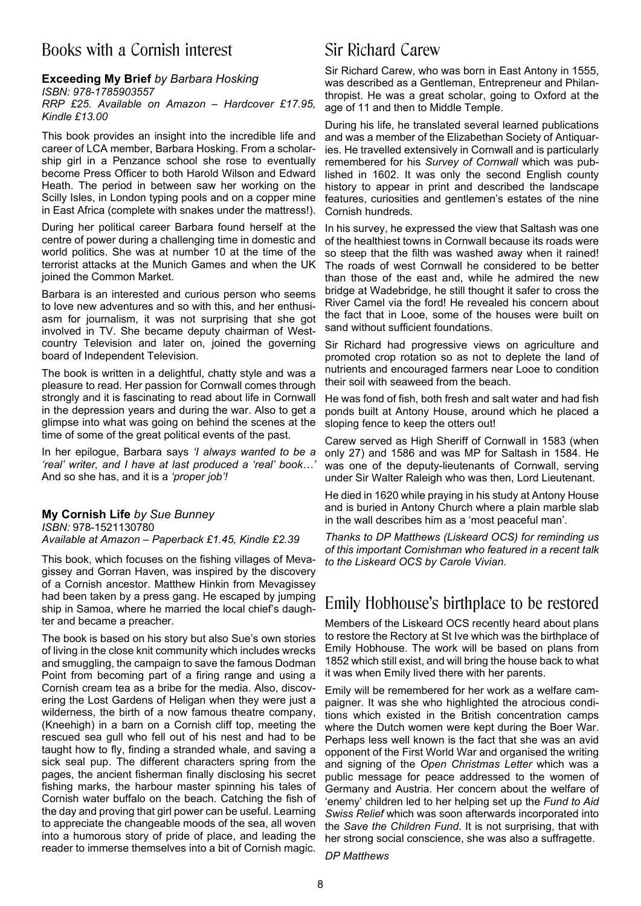## Books with a Cornish interest

**Exceeding My Brief** *by Barbara Hosking*
*ISBN: 978-1785903557*
*RRP £25. Available on Amazon – Hardcover £17.95, Kindle £13.00*

This book provides an insight into the incredible life and career of LCA member, Barbara Hosking. From a scholarship girl in a Penzance school she rose to eventually become Press Officer to both Harold Wilson and Edward Heath. The period in between saw her working on the Scilly Isles, in London typing pools and on a copper mine in East Africa (complete with snakes under the mattress!).

During her political career Barbara found herself at the centre of power during a challenging time in domestic and world politics. She was at number 10 at the time of the terrorist attacks at the Munich Games and when the UK joined the Common Market.

Barbara is an interested and curious person who seems to love new adventures and so with this, and her enthusiasm for journalism, it was not surprising that she got involved in TV. She became deputy chairman of Westcountry Television and later on, joined the governing board of Independent Television.

The book is written in a delightful, chatty style and was a pleasure to read. Her passion for Cornwall comes through strongly and it is fascinating to read about life in Cornwall in the depression years and during the war. Also to get a glimpse into what was going on behind the scenes at the time of some of the great political events of the past.

In her epilogue, Barbara says *'I always wanted to be a 'real' writer, and I have at last produced a 'real' book…'* And so she has, and it is a *'proper job'!*

**My Cornish Life** *by Sue Bunney*
*ISBN:* 978-1521130780
*Available at Amazon – Paperback £1.45, Kindle £2.39*

This book, which focuses on the fishing villages of Mevagissey and Gorran Haven, was inspired by the discovery of a Cornish ancestor. Matthew Hinkin from Mevagissey had been taken by a press gang. He escaped by jumping ship in Samoa, where he married the local chief's daughter and became a preacher.

The book is based on his story but also Sue's own stories of living in the close knit community which includes wrecks and smuggling, the campaign to save the famous Dodman Point from becoming part of a firing range and using a Cornish cream tea as a bribe for the media. Also, discovering the Lost Gardens of Heligan when they were just a wilderness, the birth of a now famous theatre company, (Kneehigh) in a barn on a Cornish cliff top, meeting the rescued sea gull who fell out of his nest and had to be taught how to fly, finding a stranded whale, and saving a sick seal pup. The different characters spring from the pages, the ancient fisherman finally disclosing his secret fishing marks, the harbour master spinning his tales of Cornish water buffalo on the beach. Catching the fish of the day and proving that girl power can be useful. Learning to appreciate the changeable moods of the sea, all woven into a humorous story of pride of place, and leading the reader to immerse themselves into a bit of Cornish magic.

## Sir Richard Carew

Sir Richard Carew, who was born in East Antony in 1555, was described as a Gentleman, Entrepreneur and Philanthropist. He was a great scholar, going to Oxford at the age of 11 and then to Middle Temple.

During his life, he translated several learned publications and was a member of the Elizabethan Society of Antiquaries. He travelled extensively in Cornwall and is particularly remembered for his *Survey of Cornwall* which was published in 1602. It was only the second English county history to appear in print and described the landscape features, curiosities and gentlemen's estates of the nine Cornish hundreds.

In his survey, he expressed the view that Saltash was one of the healthiest towns in Cornwall because its roads were so steep that the filth was washed away when it rained! The roads of west Cornwall he considered to be better than those of the east and, while he admired the new bridge at Wadebridge, he still thought it safer to cross the River Camel via the ford! He revealed his concern about the fact that in Looe, some of the houses were built on sand without sufficient foundations.

Sir Richard had progressive views on agriculture and promoted crop rotation so as not to deplete the land of nutrients and encouraged farmers near Looe to condition their soil with seaweed from the beach.

He was fond of fish, both fresh and salt water and had fish ponds built at Antony House, around which he placed a sloping fence to keep the otters out!

Carew served as High Sheriff of Cornwall in 1583 (when only 27) and 1586 and was MP for Saltash in 1584. He was one of the deputy-lieutenants of Cornwall, serving under Sir Walter Raleigh who was then, Lord Lieutenant.

He died in 1620 while praying in his study at Antony House and is buried in Antony Church where a plain marble slab in the wall describes him as a 'most peaceful man'.

*Thanks to DP Matthews (Liskeard OCS) for reminding us of this important Cornishman who featured in a recent talk to the Liskeard OCS by Carole Vivian.*

## Emily Hobhouse's birthplace to be restored

Members of the Liskeard OCS recently heard about plans to restore the Rectory at St Ive which was the birthplace of Emily Hobhouse. The work will be based on plans from 1852 which still exist, and will bring the house back to what it was when Emily lived there with her parents.

Emily will be remembered for her work as a welfare campaigner. It was she who highlighted the atrocious conditions which existed in the British concentration camps where the Dutch women were kept during the Boer War. Perhaps less well known is the fact that she was an avid opponent of the First World War and organised the writing and signing of the *Open Christmas Letter* which was a public message for peace addressed to the women of Germany and Austria. Her concern about the welfare of 'enemy' children led to her helping set up the *Fund to Aid Swiss Relief* which was soon afterwards incorporated into the *Save the Children Fund*. It is not surprising, that with her strong social conscience, she was also a suffragette.

*DP Matthews*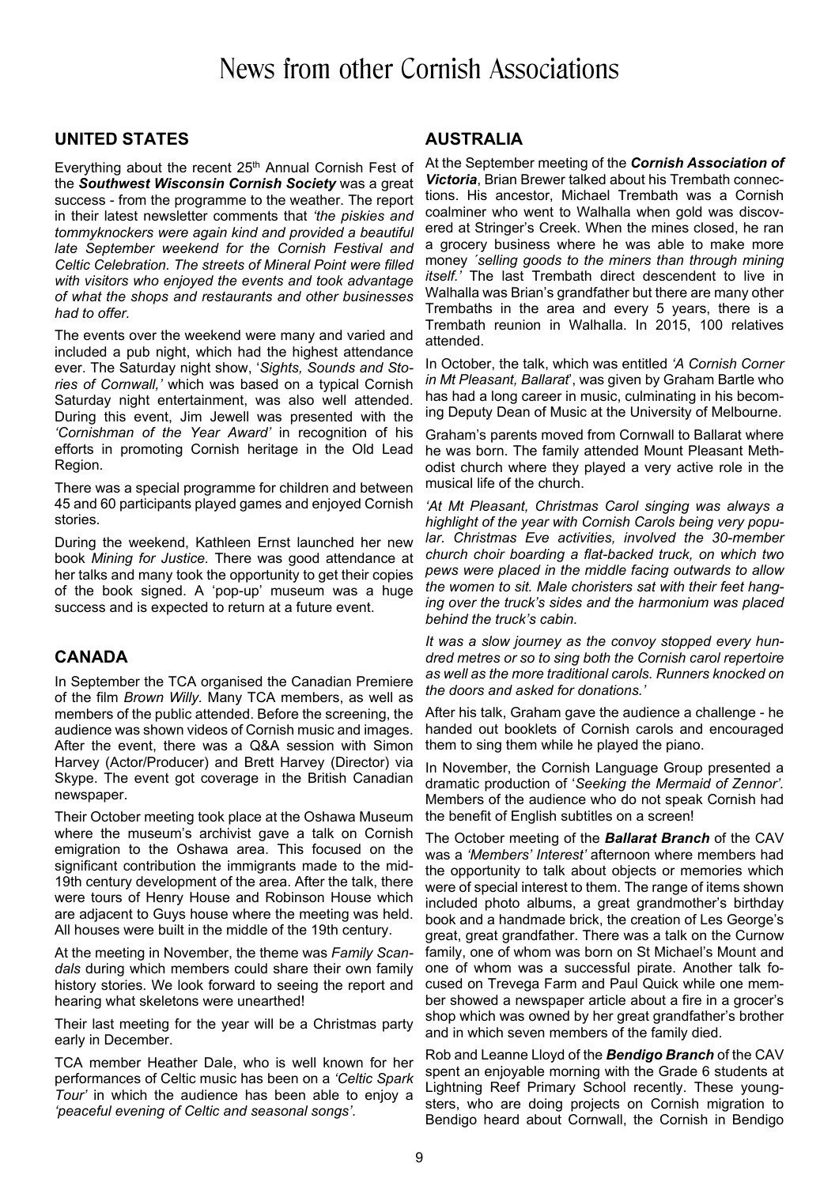# News from other Cornish Associations

## UNITED STATES

Everything about the recent 25th Annual Cornish Fest of the ***Southwest Wisconsin Cornish Society*** was a great success - from the programme to the weather. The report in their latest newsletter comments that *'the piskies and tommyknockers were again kind and provided a beautiful late September weekend for the Cornish Festival and Celtic Celebration. The streets of Mineral Point were filled with visitors who enjoyed the events and took advantage of what the shops and restaurants and other businesses had to offer.*

The events over the weekend were many and varied and included a pub night, which had the highest attendance ever. The Saturday night show, '*Sights, Sounds and Stories of Cornwall,'* which was based on a typical Cornish Saturday night entertainment, was also well attended. During this event, Jim Jewell was presented with the *'Cornishman of the Year Award'* in recognition of his efforts in promoting Cornish heritage in the Old Lead Region.

There was a special programme for children and between 45 and 60 participants played games and enjoyed Cornish stories.

During the weekend, Kathleen Ernst launched her new book *Mining for Justice.* There was good attendance at her talks and many took the opportunity to get their copies of the book signed. A 'pop-up' museum was a huge success and is expected to return at a future event.

## CANADA

In September the TCA organised the Canadian Premiere of the film *Brown Willy.* Many TCA members, as well as members of the public attended. Before the screening, the audience was shown videos of Cornish music and images. After the event, there was a Q&A session with Simon Harvey (Actor/Producer) and Brett Harvey (Director) via Skype. The event got coverage in the British Canadian newspaper.

Their October meeting took place at the Oshawa Museum where the museum's archivist gave a talk on Cornish emigration to the Oshawa area. This focused on the significant contribution the immigrants made to the mid-19th century development of the area. After the talk, there were tours of Henry House and Robinson House which are adjacent to Guys house where the meeting was held. All houses were built in the middle of the 19th century.

At the meeting in November, the theme was *Family Scandals* during which members could share their own family history stories. We look forward to seeing the report and hearing what skeletons were unearthed!

Their last meeting for the year will be a Christmas party early in December.

TCA member Heather Dale, who is well known for her performances of Celtic music has been on a *'Celtic Spark Tour'* in which the audience has been able to enjoy a *'peaceful evening of Celtic and seasonal songs'.*

## AUSTRALIA

At the September meeting of the ***Cornish Association of Victoria***, Brian Brewer talked about his Trembath connections. His ancestor, Michael Trembath was a Cornish coalminer who went to Walhalla when gold was discovered at Stringer's Creek. When the mines closed, he ran a grocery business where he was able to make more money *'selling goods to the miners than through mining itself.'* The last Trembath direct descendent to live in Walhalla was Brian's grandfather but there are many other Trembaths in the area and every 5 years, there is a Trembath reunion in Walhalla. In 2015, 100 relatives attended.

In October, the talk, which was entitled *'A Cornish Corner in Mt Pleasant, Ballarat*', was given by Graham Bartle who has had a long career in music, culminating in his becoming Deputy Dean of Music at the University of Melbourne.

Graham's parents moved from Cornwall to Ballarat where he was born. The family attended Mount Pleasant Methodist church where they played a very active role in the musical life of the church.

*'At Mt Pleasant, Christmas Carol singing was always a highlight of the year with Cornish Carols being very popular. Christmas Eve activities, involved the 30-member church choir boarding a flat-backed truck, on which two pews were placed in the middle facing outwards to allow the women to sit. Male choristers sat with their feet hanging over the truck's sides and the harmonium was placed behind the truck's cabin.*

*It was a slow journey as the convoy stopped every hundred metres or so to sing both the Cornish carol repertoire as well as the more traditional carols. Runners knocked on the doors and asked for donations.'*

After his talk, Graham gave the audience a challenge - he handed out booklets of Cornish carols and encouraged them to sing them while he played the piano.

In November, the Cornish Language Group presented a dramatic production of '*Seeking the Mermaid of Zennor'.* Members of the audience who do not speak Cornish had the benefit of English subtitles on a screen!

The October meeting of the ***Ballarat Branch*** of the CAV was a *'Members' Interest'* afternoon where members had the opportunity to talk about objects or memories which were of special interest to them. The range of items shown included photo albums, a great grandmother's birthday book and a handmade brick, the creation of Les George's great, great grandfather. There was a talk on the Curnow family, one of whom was born on St Michael's Mount and one of whom was a successful pirate. Another talk focused on Trevega Farm and Paul Quick while one member showed a newspaper article about a fire in a grocer's shop which was owned by her great grandfather's brother and in which seven members of the family died.

Rob and Leanne Lloyd of the ***Bendigo Branch*** of the CAV spent an enjoyable morning with the Grade 6 students at Lightning Reef Primary School recently. These youngsters, who are doing projects on Cornish migration to Bendigo heard about Cornwall, the Cornish in Bendigo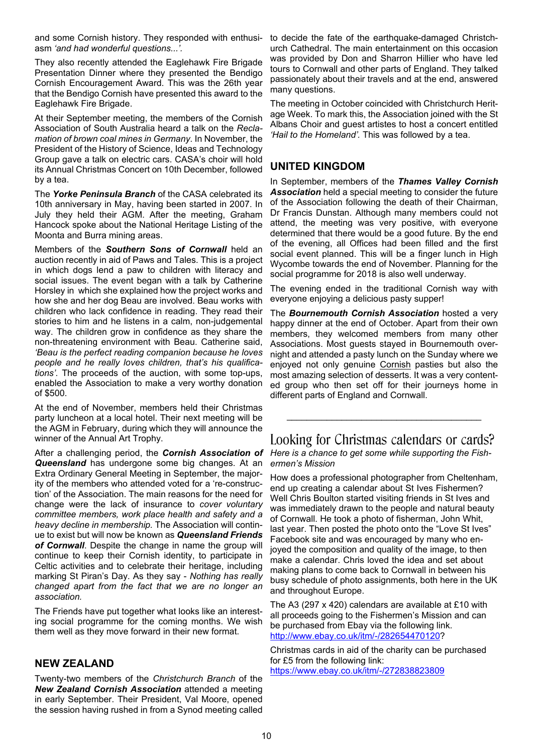and some Cornish history. They responded with enthusiasm *'and had wonderful questions...'.*

They also recently attended the Eaglehawk Fire Brigade Presentation Dinner where they presented the Bendigo Cornish Encouragement Award. This was the 26th year that the Bendigo Cornish have presented this award to the Eaglehawk Fire Brigade.

At their September meeting, the members of the Cornish Association of South Australia heard a talk on the *Reclamation of brown coal mines in Germany*. In November, the President of the History of Science, Ideas and Technology Group gave a talk on electric cars. CASA's choir will hold its Annual Christmas Concert on 10th December, followed by a tea.

The ***Yorke Peninsula Branch*** of the CASA celebrated its 10th anniversary in May, having been started in 2007. In July they held their AGM. After the meeting, Graham Hancock spoke about the National Heritage Listing of the Moonta and Burra mining areas.

Members of the ***Southern Sons of Cornwall*** held an auction recently in aid of Paws and Tales. This is a project in which dogs lend a paw to children with literacy and social issues. The event began with a talk by Catherine Horsley in which she explained how the project works and how she and her dog Beau are involved. Beau works with children who lack confidence in reading. They read their stories to him and he listens in a calm, non-judgemental way. The children grow in confidence as they share the non-threatening environment with Beau. Catherine said, *'Beau is the perfect reading companion because he loves people and he really loves children, that's his qualifications'.* The proceeds of the auction, with some top-ups, enabled the Association to make a very worthy donation of $500.

At the end of November, members held their Christmas party luncheon at a local hotel. Their next meeting will be the AGM in February, during which they will announce the winner of the Annual Art Trophy.

After a challenging period, the ***Cornish Association of Queensland*** has undergone some big changes. At an Extra Ordinary General Meeting in September, the majority of the members who attended voted for a 're-construction' of the Association. The main reasons for the need for change were the lack of insurance to *cover voluntary committee members, work place health and safety and a heavy decline in membership.* The Association will continue to exist but will now be known as ***Queensland Friends of Cornwall***. Despite the change in name the group will continue to keep their Cornish identity, to participate in Celtic activities and to celebrate their heritage, including marking St Piran's Day. As they say - *Nothing has really changed apart from the fact that we are no longer an association.*

The Friends have put together what looks like an interesting social programme for the coming months. We wish them well as they move forward in their new format.

## NEW ZEALAND

Twenty-two members of the *Christchurch Branch* of the ***New Zealand Cornish Association*** attended a meeting in early September. Their President, Val Moore, opened the session having rushed in from a Synod meeting called to decide the fate of the earthquake-damaged Christchurch Cathedral. The main entertainment on this occasion was provided by Don and Sharron Hillier who have led tours to Cornwall and other parts of England. They talked passionately about their travels and at the end, answered many questions.

The meeting in October coincided with Christchurch Heritage Week. To mark this, the Association joined with the St Albans Choir and guest artistes to host a concert entitled *'Hail to the Homeland'.* This was followed by a tea.

## UNITED KINGDOM

In September, members of the ***Thames Valley Cornish Association*** held a special meeting to consider the future of the Association following the death of their Chairman, Dr Francis Dunstan. Although many members could not attend, the meeting was very positive, with everyone determined that there would be a good future. By the end of the evening, all Offices had been filled and the first social event planned. This will be a finger lunch in High Wycombe towards the end of November. Planning for the social programme for 2018 is also well underway.

The evening ended in the traditional Cornish way with everyone enjoying a delicious pasty supper!

The ***Bournemouth Cornish Association*** hosted a very happy dinner at the end of October. Apart from their own members, they welcomed members from many other Associations. Most guests stayed in Bournemouth overnight and attended a pasty lunch on the Sunday where we enjoyed not only genuine Cornish pasties but also the most amazing selection of desserts. It was a very contented group who then set off for their journeys home in different parts of England and Cornwall.

---

## Looking for Christmas calendars or cards?

*Here is a chance to get some while supporting the Fishermen's Mission*

How does a professional photographer from Cheltenham, end up creating a calendar about St Ives Fishermen? Well Chris Boulton started visiting friends in St Ives and was immediately drawn to the people and natural beauty of Cornwall. He took a photo of fisherman, John Whit, last year. Then posted the photo onto the "Love St Ives" Facebook site and was encouraged by many who enjoyed the composition and quality of the image, to then make a calendar. Chris loved the idea and set about making plans to come back to Cornwall in between his busy schedule of photo assignments, both here in the UK and throughout Europe.

The A3 (297 x 420) calendars are available at £10 with all proceeds going to the Fishermen's Mission and can be purchased from Ebay via the following link. http://www.ebay.co.uk/itm/-/282654470120?

Christmas cards in aid of the charity can be purchased for £5 from the following link:
https://www.ebay.co.uk/itm/-/272838823809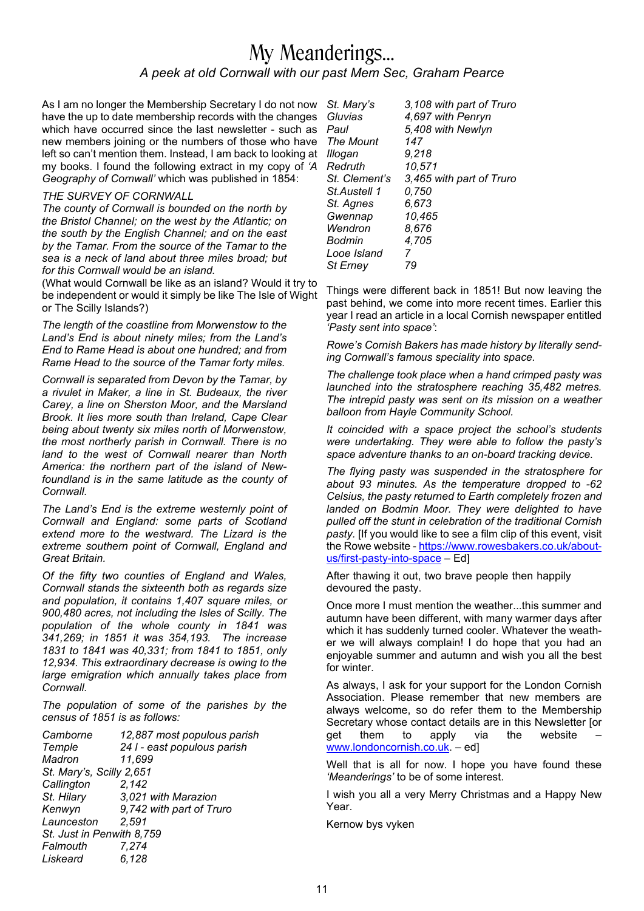# My Meanderings...

*A peek at old Cornwall with our past Mem Sec, Graham Pearce*

As I am no longer the Membership Secretary I do not now have the up to date membership records with the changes which have occurred since the last newsletter - such as new members joining or the numbers of those who have left so can't mention them. Instead, I am back to looking at my books. I found the following extract in my copy of *'A Geography of Cornwall'* which was published in 1854:

*THE SURVEY OF CORNWALL*

*The county of Cornwall is bounded on the north by the Bristol Channel; on the west by the Atlantic; on the south by the English Channel; and on the east by the Tamar. From the source of the Tamar to the sea is a neck of land about three miles broad; but for this Cornwall would be an island.*

(What would Cornwall be like as an island? Would it try to be independent or would it simply be like The Isle of Wight or The Scilly Islands?)

*The length of the coastline from Morwenstow to the Land's End is about ninety miles; from the Land's End to Rame Head is about one hundred; and from Rame Head to the source of the Tamar forty miles.*

*Cornwall is separated from Devon by the Tamar, by a rivulet in Maker, a line in St. Budeaux, the river Carey, a line on Sherston Moor, and the Marsland Brook. It lies more south than Ireland, Cape Clear being about twenty six miles north of Morwenstow, the most northerly parish in Cornwall. There is no land to the west of Cornwall nearer than North America: the northern part of the island of Newfoundland is in the same latitude as the county of Cornwall.*

*The Land's End is the extreme westernly point of Cornwall and England: some parts of Scotland extend more to the westward. The Lizard is the extreme southern point of Cornwall, England and Great Britain.*

*Of the fifty two counties of England and Wales, Cornwall stands the sixteenth both as regards size and population, it contains 1,407 square miles, or 900,480 acres, not including the Isles of Scilly. The population of the whole county in 1841 was 341,269; in 1851 it was 354,193. The increase 1831 to 1841 was 40,331; from 1841 to 1851, only 12,934. This extraordinary decrease is owing to the large emigration which annually takes place from Cornwall.*

*The population of some of the parishes by the census of 1851 is as follows:*

| | |
|---|---|
| *Camborne* | *12,887 most populous parish* |
| *Temple* | *24 l - east populous parish* |
| *Madron* | *11,699* |
| *St. Mary's, Scilly* | *2,651* |
| *Callington* | *2,142* |
| *St. Hilary* | *3,021 with Marazion* |
| *Kenwyn* | *9,742 with part of Truro* |
| *Launceston* | *2,591* |
| *St. Just in Penwith* | *8,759* |
| *Falmouth* | *7,274* |
| *Liskeard* | *6,128* |
| *St. Mary's* | *3,108 with part of Truro* |
| *Gluvias* | *4,697 with Penryn* |
| *Paul* | *5,408 with Newlyn* |
| *The Mount* | *147* |
| *Illogan* | *9,218* |
| *Redruth* | *10,571* |
| *St. Clement's* | *3,465 with part of Truro* |
| *St.Austell 1* | *0,750* |
| *St. Agnes* | *6,673* |
| *Gwennap* | *10,465* |
| *Wendron* | *8,676* |
| *Bodmin* | *4,705* |
| *Looe Island* | *7* |
| *St Erney* | *79* |

Things were different back in 1851! But now leaving the past behind, we come into more recent times. Earlier this year I read an article in a local Cornish newspaper entitled *'Pasty sent into space'*:

*Rowe's Cornish Bakers has made history by literally sending Cornwall's famous speciality into space.*

*The challenge took place when a hand crimped pasty was launched into the stratosphere reaching 35,482 metres. The intrepid pasty was sent on its mission on a weather balloon from Hayle Community School.*

*It coincided with a space project the school's students were undertaking. They were able to follow the pasty's space adventure thanks to an on-board tracking device.*

*The flying pasty was suspended in the stratosphere for about 93 minutes. As the temperature dropped to -62 Celsius, the pasty returned to Earth completely frozen and landed on Bodmin Moor. They were delighted to have pulled off the stunt in celebration of the traditional Cornish pasty.* [If you would like to see a film clip of this event, visit the Rowe website - https://www.rowesbakers.co.uk/about-us/first-pasty-into-space – Ed]

After thawing it out, two brave people then happily devoured the pasty.

Once more I must mention the weather...this summer and autumn have been different, with many warmer days after which it has suddenly turned cooler. Whatever the weather we will always complain! I do hope that you had an enjoyable summer and autumn and wish you all the best for winter.

As always, I ask for your support for the London Cornish Association. Please remember that new members are always welcome, so do refer them to the Membership Secretary whose contact details are in this Newsletter [or get them to apply via the website – www.londoncornish.co.uk. – ed]

Well that is all for now. I hope you have found these *'Meanderings'* to be of some interest.

I wish you all a very Merry Christmas and a Happy New Year.

Kernow bys vyken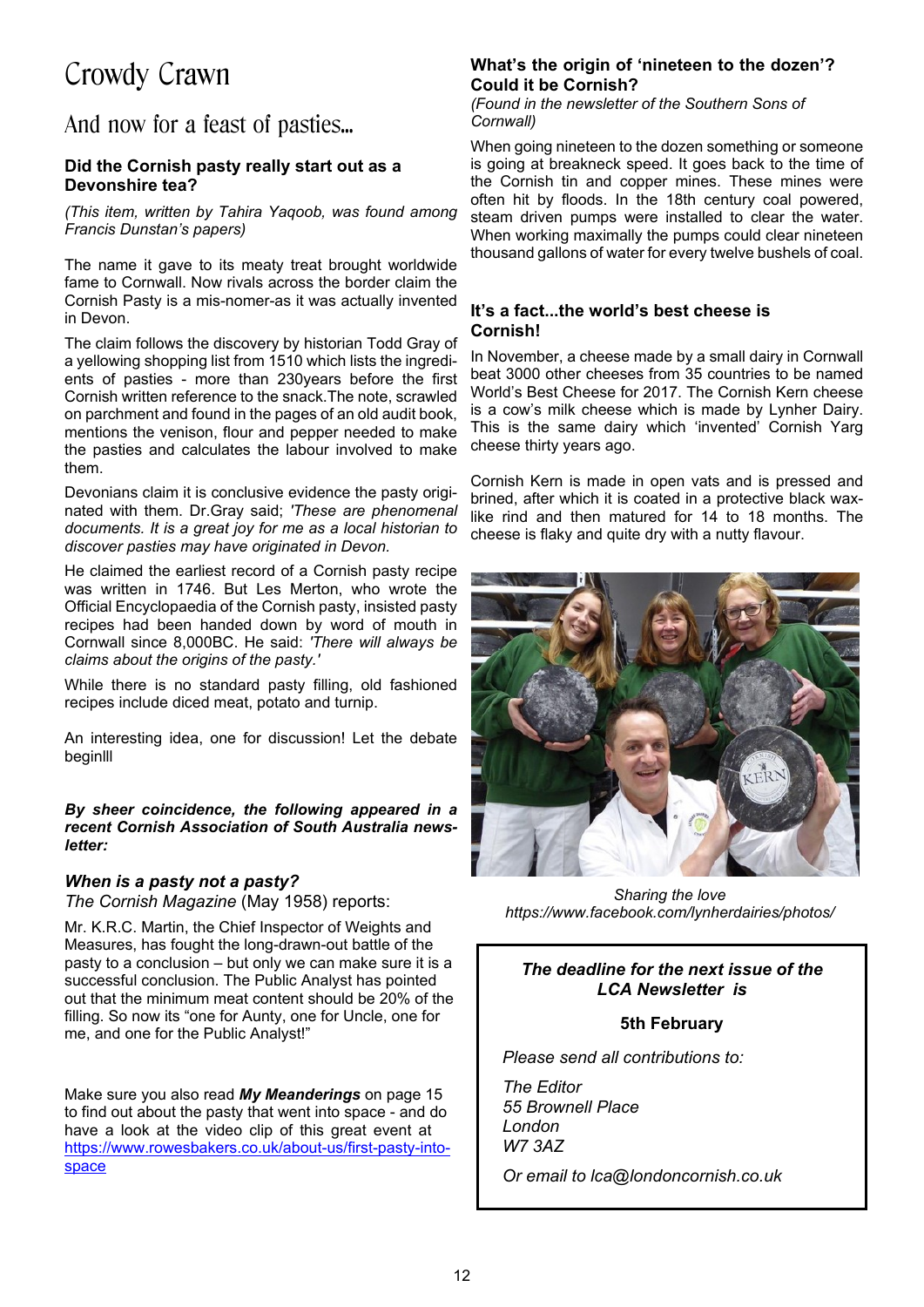# Crowdy Crawn

## And now for a feast of pasties...

### Did the Cornish pasty really start out as a Devonshire tea?

*(This item, written by Tahira Yaqoob, was found among Francis Dunstan's papers)*

The name it gave to its meaty treat brought worldwide fame to Cornwall. Now rivals across the border claim the Cornish Pasty is a mis-nomer-as it was actually invented in Devon.

The claim follows the discovery by historian Todd Gray of a yellowing shopping list from 1510 which lists the ingredients of pasties - more than 230years before the first Cornish written reference to the snack.The note, scrawled on parchment and found in the pages of an old audit book, mentions the venison, flour and pepper needed to make the pasties and calculates the labour involved to make them.

Devonians claim it is conclusive evidence the pasty originated with them. Dr.Gray said; *'These are phenomenal documents. It is a great joy for me as a local historian to discover pasties may have originated in Devon.*

He claimed the earliest record of a Cornish pasty recipe was written in 1746. But Les Merton, who wrote the Official Encyclopaedia of the Cornish pasty, insisted pasty recipes had been handed down by word of mouth in Cornwall since 8,000BC. He said: *'There will always be claims about the origins of the pasty.'*

While there is no standard pasty filling, old fashioned recipes include diced meat, potato and turnip.

An interesting idea, one for discussion! Let the debate beginlll

***By sheer coincidence, the following appeared in a recent Cornish Association of South Australia newsletter:***

### *When is a pasty not a pasty?*

*The Cornish Magazine* (May 1958) reports:

Mr. K.R.C. Martin, the Chief Inspector of Weights and Measures, has fought the long-drawn-out battle of the pasty to a conclusion – but only we can make sure it is a successful conclusion. The Public Analyst has pointed out that the minimum meat content should be 20% of the filling. So now its "one for Aunty, one for Uncle, one for me, and one for the Public Analyst!"

Make sure you also read ***My Meanderings*** on page 15 to find out about the pasty that went into space - and do have a look at the video clip of this great event at https://www.rowesbakers.co.uk/about-us/first-pasty-into-space

### What's the origin of 'nineteen to the dozen'? Could it be Cornish?

*(Found in the newsletter of the Southern Sons of Cornwall)*

When going nineteen to the dozen something or someone is going at breakneck speed. It goes back to the time of the Cornish tin and copper mines. These mines were often hit by floods. In the 18th century coal powered, steam driven pumps were installed to clear the water. When working maximally the pumps could clear nineteen thousand gallons of water for every twelve bushels of coal.

### It's a fact...the world's best cheese is Cornish!

In November, a cheese made by a small dairy in Cornwall beat 3000 other cheeses from 35 countries to be named World's Best Cheese for 2017. The Cornish Kern cheese is a cow's milk cheese which is made by Lynher Dairy. This is the same dairy which 'invented' Cornish Yarg cheese thirty years ago.

Cornish Kern is made in open vats and is pressed and brined, after which it is coated in a protective black wax-like rind and then matured for 14 to 18 months. The cheese is flaky and quite dry with a nutty flavour.

*Sharing the love*
*https://www.facebook.com/lynherdairies/photos/*

***The deadline for the next issue of the LCA Newsletter is***

**5th February**

*Please send all contributions to:*

*The Editor*
*55 Brownell Place*
*London*
*W7 3AZ*

*Or email to lca@londoncornish.co.uk*